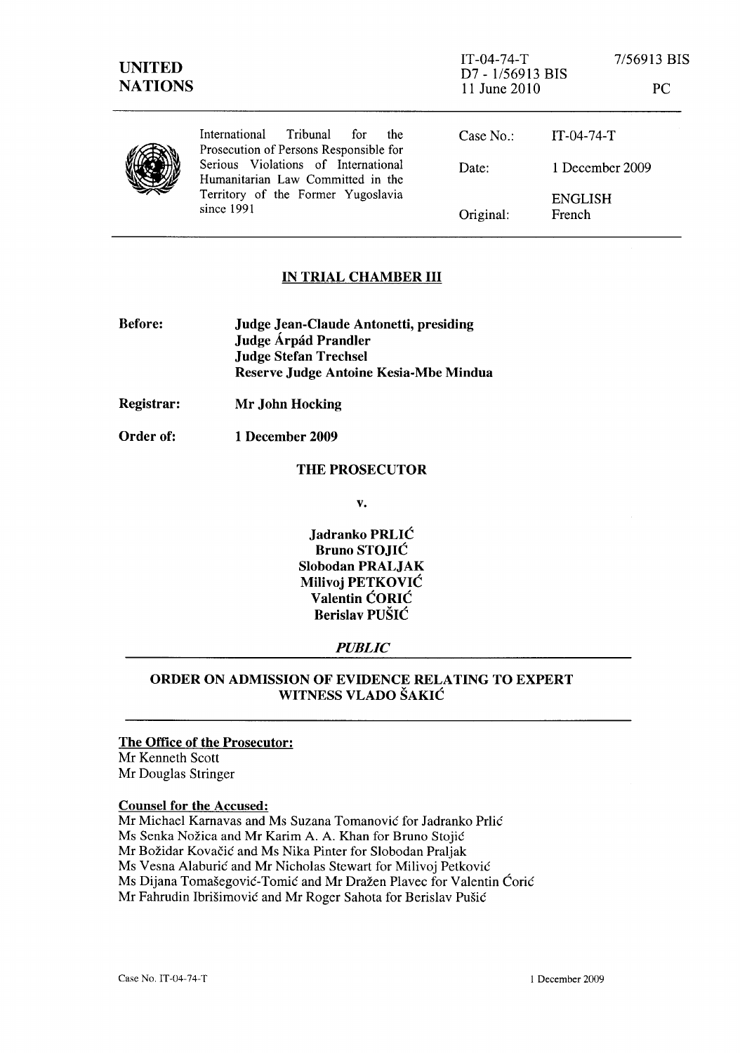UNITED NATIONS

IT-04-74-T 7/56913 BIS
D7 - 1/56913 BIS
11 June 2010 PC

International Tribunal for the Prosecution of Persons Responsible for Serious Violations of International Humanitarian Law Committed in the Territory of the Former Yugoslavia since 1991

| | |
|---|---|
| Case No.: | IT-04-74-T |
| Date: | 1 December 2009 |
| | ENGLISH |
| Original: | French |

## IN TRIAL CHAMBER III

**Before:** **Judge Jean-Claude Antonetti, presiding**
**Judge Árpád Prandler**
**Judge Stefan Trechsel**
**Reserve Judge Antoine Kesia-Mbe Mindua**

**Registrar:** **Mr John Hocking**

**Order of:** **1 December 2009**

**THE PROSECUTOR**

**v.**

**Jadranko PRLIĆ**
**Bruno STOJIĆ**
**Slobodan PRALJAK**
**Milivoj PETKOVIĆ**
**Valentin ĆORIĆ**
**Berislav PUŠIĆ**

***PUBLIC***

## ORDER ON ADMISSION OF EVIDENCE RELATING TO EXPERT WITNESS VLADO ŠAKIĆ

**The Office of the Prosecutor:**
Mr Kenneth Scott
Mr Douglas Stringer

**Counsel for the Accused:**
Mr Michael Karnavas and Ms Suzana Tomanović for Jadranko Prlić
Ms Senka Nožica and Mr Karim A. A. Khan for Bruno Stojić
Mr Božidar Kovačić and Ms Nika Pinter for Slobodan Praljak
Ms Vesna Alaburić and Mr Nicholas Stewart for Milivoj Petković
Ms Dijana Tomašegović-Tomić and Mr Dražen Plavec for Valentin Ćorić
Mr Fahrudin Ibrišimović and Mr Roger Sahota for Berislav Pušić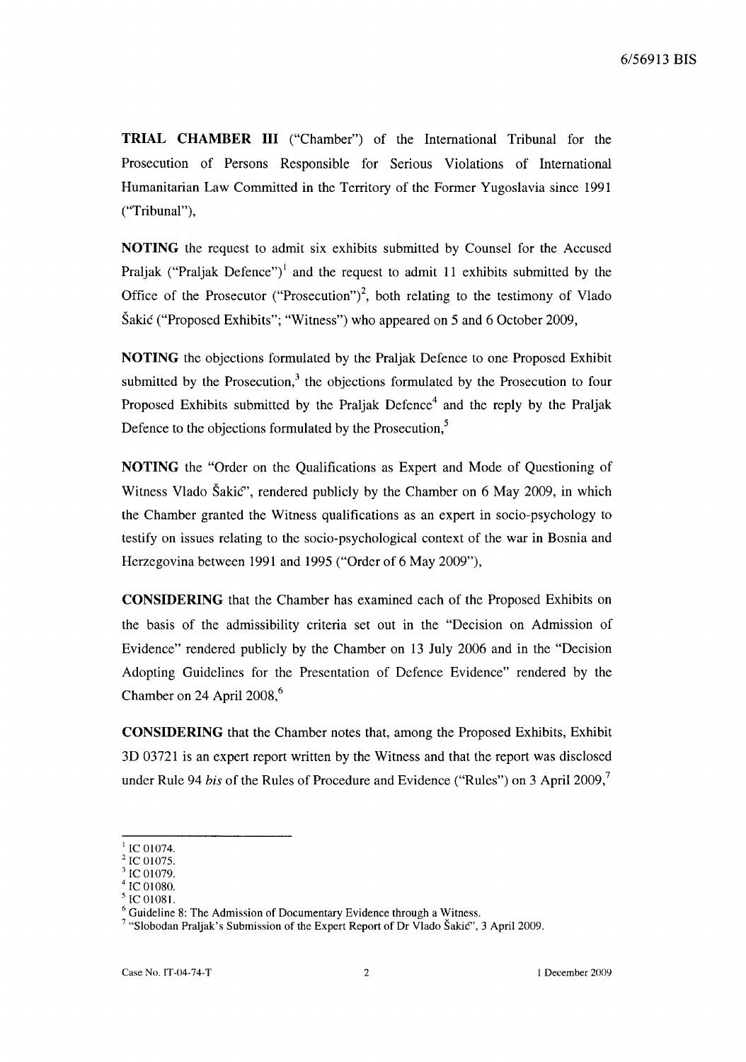**TRIAL CHAMBER III** ("Chamber") of the International Tribunal for the Prosecution of Persons Responsible for Serious Violations of International Humanitarian Law Committed in the Territory of the Former Yugoslavia since 1991 ("Tribunal"),

**NOTING** the request to admit six exhibits submitted by Counsel for the Accused Praljak ("Praljak Defence")[1] and the request to admit 11 exhibits submitted by the Office of the Prosecutor ("Prosecution")[2], both relating to the testimony of Vlado Šakić ("Proposed Exhibits"; "Witness") who appeared on 5 and 6 October 2009,

**NOTING** the objections formulated by the Praljak Defence to one Proposed Exhibit submitted by the Prosecution,[3] the objections formulated by the Prosecution to four Proposed Exhibits submitted by the Praljak Defence[4] and the reply by the Praljak Defence to the objections formulated by the Prosecution,[5]

**NOTING** the "Order on the Qualifications as Expert and Mode of Questioning of Witness Vlado Šakić", rendered publicly by the Chamber on 6 May 2009, in which the Chamber granted the Witness qualifications as an expert in socio-psychology to testify on issues relating to the socio-psychological context of the war in Bosnia and Herzegovina between 1991 and 1995 ("Order of 6 May 2009"),

**CONSIDERING** that the Chamber has examined each of the Proposed Exhibits on the basis of the admissibility criteria set out in the "Decision on Admission of Evidence" rendered publicly by the Chamber on 13 July 2006 and in the "Decision Adopting Guidelines for the Presentation of Defence Evidence" rendered by the Chamber on 24 April 2008,[6]

**CONSIDERING** that the Chamber notes that, among the Proposed Exhibits, Exhibit 3D 03721 is an expert report written by the Witness and that the report was disclosed under Rule 94 *bis* of the Rules of Procedure and Evidence ("Rules") on 3 April 2009,[7]

---

[1] IC 01074.
[2] IC 01075.
[3] IC 01079.
[4] IC 01080.
[5] IC 01081.
[6] Guideline 8: The Admission of Documentary Evidence through a Witness.
[7] "Slobodan Praljak's Submission of the Expert Report of Dr Vlado Šakić", 3 April 2009.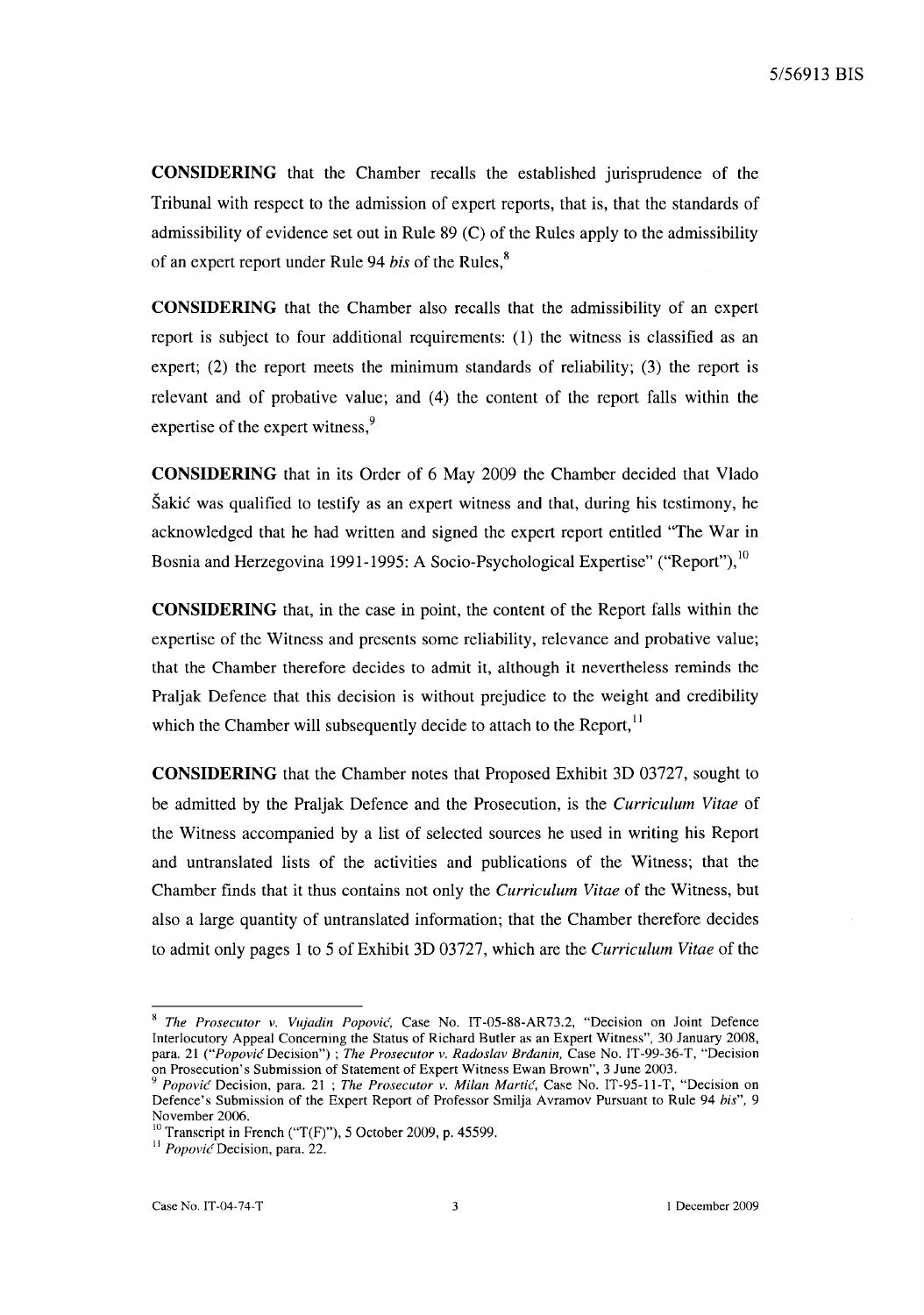**CONSIDERING** that the Chamber recalls the established jurisprudence of the Tribunal with respect to the admission of expert reports, that is, that the standards of admissibility of evidence set out in Rule 89 (C) of the Rules apply to the admissibility of an expert report under Rule 94 *bis* of the Rules,[8]

**CONSIDERING** that the Chamber also recalls that the admissibility of an expert report is subject to four additional requirements: (1) the witness is classified as an expert; (2) the report meets the minimum standards of reliability; (3) the report is relevant and of probative value; and (4) the content of the report falls within the expertise of the expert witness,[9]

**CONSIDERING** that in its Order of 6 May 2009 the Chamber decided that Vlado Šakić was qualified to testify as an expert witness and that, during his testimony, he acknowledged that he had written and signed the expert report entitled "The War in Bosnia and Herzegovina 1991-1995: A Socio-Psychological Expertise" ("Report"),[10]

**CONSIDERING** that, in the case in point, the content of the Report falls within the expertise of the Witness and presents some reliability, relevance and probative value; that the Chamber therefore decides to admit it, although it nevertheless reminds the Praljak Defence that this decision is without prejudice to the weight and credibility which the Chamber will subsequently decide to attach to the Report,[11]

**CONSIDERING** that the Chamber notes that Proposed Exhibit 3D 03727, sought to be admitted by the Praljak Defence and the Prosecution, is the *Curriculum Vitae* of the Witness accompanied by a list of selected sources he used in writing his Report and untranslated lists of the activities and publications of the Witness; that the Chamber finds that it thus contains not only the *Curriculum Vitae* of the Witness, but also a large quantity of untranslated information; that the Chamber therefore decides to admit only pages 1 to 5 of Exhibit 3D 03727, which are the *Curriculum Vitae* of the

---

[8] *The Prosecutor v. Vujadin Popović*, Case No. IT-05-88-AR73.2, "Decision on Joint Defence Interlocutory Appeal Concerning the Status of Richard Butler as an Expert Witness", 30 January 2008, para. 21 ("*Popović* Decision") ; *The Prosecutor v. Radoslav Brđanin*, Case No. IT-99-36-T, "Decision on Prosecution's Submission of Statement of Expert Witness Ewan Brown", 3 June 2003.

[9] *Popović* Decision, para. 21 ; *The Prosecutor v. Milan Martić*, Case No. IT-95-11-T, "Decision on Defence's Submission of the Expert Report of Professor Smilja Avramov Pursuant to Rule 94 *bis*", 9 November 2006.

[10] Transcript in French ("T(F)"), 5 October 2009, p. 45599.

[11] *Popović* Decision, para. 22.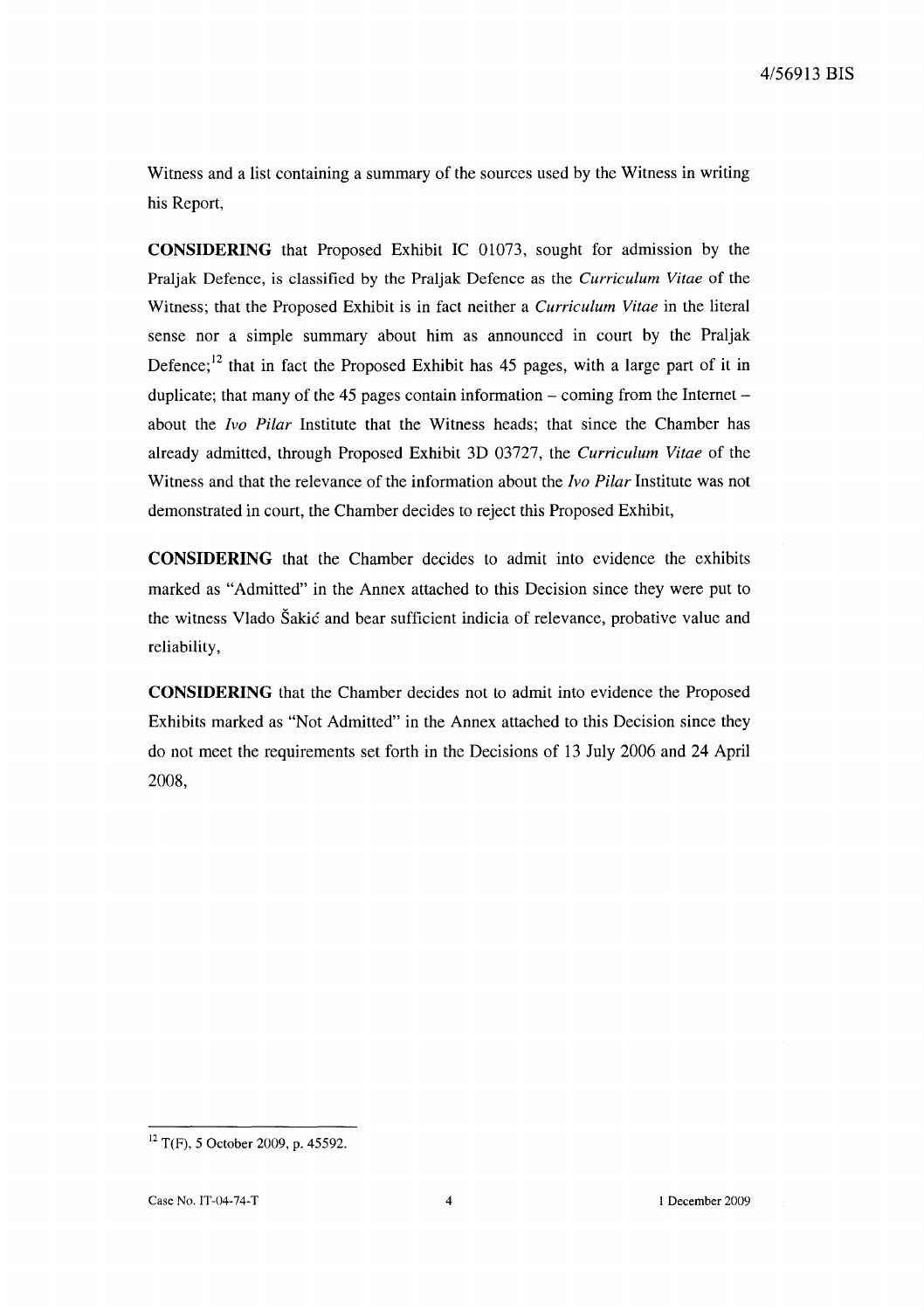Witness and a list containing a summary of the sources used by the Witness in writing his Report,

**CONSIDERING** that Proposed Exhibit IC 01073, sought for admission by the Praljak Defence, is classified by the Praljak Defence as the *Curriculum Vitae* of the Witness; that the Proposed Exhibit is in fact neither a *Curriculum Vitae* in the literal sense nor a simple summary about him as announced in court by the Praljak Defence;[12] that in fact the Proposed Exhibit has 45 pages, with a large part of it in duplicate; that many of the 45 pages contain information – coming from the Internet – about the *Ivo Pilar* Institute that the Witness heads; that since the Chamber has already admitted, through Proposed Exhibit 3D 03727, the *Curriculum Vitae* of the Witness and that the relevance of the information about the *Ivo Pilar* Institute was not demonstrated in court, the Chamber decides to reject this Proposed Exhibit,

**CONSIDERING** that the Chamber decides to admit into evidence the exhibits marked as "Admitted" in the Annex attached to this Decision since they were put to the witness Vlado Šakić and bear sufficient indicia of relevance, probative value and reliability,

**CONSIDERING** that the Chamber decides not to admit into evidence the Proposed Exhibits marked as "Not Admitted" in the Annex attached to this Decision since they do not meet the requirements set forth in the Decisions of 13 July 2006 and 24 April 2008,

---

[12] T(F), 5 October 2009, p. 45592.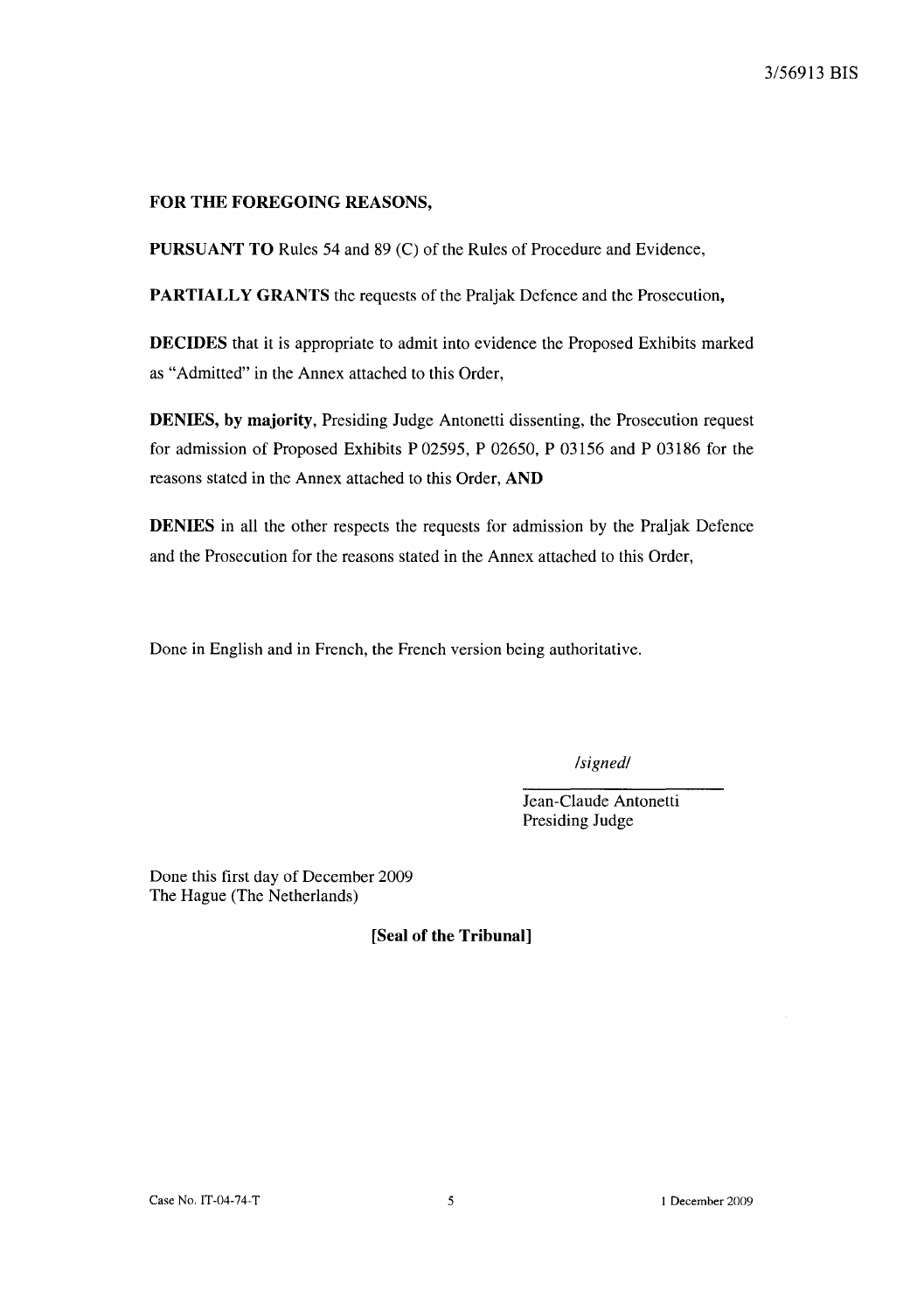**FOR THE FOREGOING REASONS,**

**PURSUANT TO** Rules 54 and 89 (C) of the Rules of Procedure and Evidence,

**PARTIALLY GRANTS** the requests of the Praljak Defence and the Prosecution,

**DECIDES** that it is appropriate to admit into evidence the Proposed Exhibits marked as "Admitted" in the Annex attached to this Order,

**DENIES, by majority**, Presiding Judge Antonetti dissenting, the Prosecution request for admission of Proposed Exhibits P 02595, P 02650, P 03156 and P 03186 for the reasons stated in the Annex attached to this Order, **AND**

**DENIES** in all the other respects the requests for admission by the Praljak Defence and the Prosecution for the reasons stated in the Annex attached to this Order,

Done in English and in French, the French version being authoritative.

*/signed/*

Jean-Claude Antonetti
Presiding Judge

Done this first day of December 2009
The Hague (The Netherlands)

**[Seal of the Tribunal]**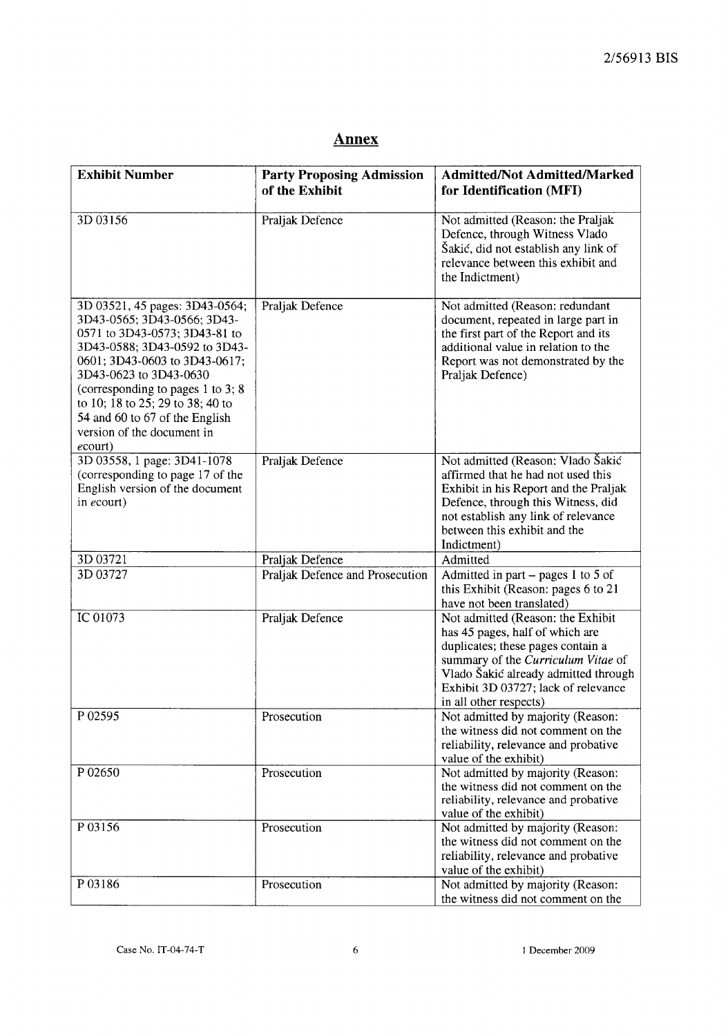## Annex

| Exhibit Number | Party Proposing Admission of the Exhibit | Admitted/Not Admitted/Marked for Identification (MFI) |
|---|---|---|
| 3D 03156 | Praljak Defence | Not admitted (Reason: the Praljak Defence, through Witness Vlado Šakić, did not establish any link of relevance between this exhibit and the Indictment) |
| 3D 03521, 45 pages: 3D43-0564; 3D43-0565; 3D43-0566; 3D43-0571 to 3D43-0573; 3D43-81 to 3D43-0588; 3D43-0592 to 3D43-0601; 3D43-0603 to 3D43-0617; 3D43-0623 to 3D43-0630 (corresponding to pages 1 to 3; 8 to 10; 18 to 25; 29 to 38; 40 to 54 and 60 to 67 of the English version of the document in *e*court) | Praljak Defence | Not admitted (Reason: redundant document, repeated in large part in the first part of the Report and its additional value in relation to the Report was not demonstrated by the Praljak Defence) |
| 3D 03558, 1 page: 3D41-1078 (corresponding to page 17 of the English version of the document in *e*court) | Praljak Defence | Not admitted (Reason: Vlado Šakić affirmed that he had not used this Exhibit in his Report and the Praljak Defence, through this Witness, did not establish any link of relevance between this exhibit and the Indictment) |
| 3D 03721 | Praljak Defence | Admitted |
| 3D 03727 | Praljak Defence and Prosecution | Admitted in part – pages 1 to 5 of this Exhibit (Reason: pages 6 to 21 have not been translated) |
| IC 01073 | Praljak Defence | Not admitted (Reason: the Exhibit has 45 pages, half of which are duplicates; these pages contain a summary of the *Curriculum Vitae* of Vlado Šakić already admitted through Exhibit 3D 03727; lack of relevance in all other respects) |
| P 02595 | Prosecution | Not admitted by majority (Reason: the witness did not comment on the reliability, relevance and probative value of the exhibit) |
| P 02650 | Prosecution | Not admitted by majority (Reason: the witness did not comment on the reliability, relevance and probative value of the exhibit) |
| P 03156 | Prosecution | Not admitted by majority (Reason: the witness did not comment on the reliability, relevance and probative value of the exhibit) |
| P 03186 | Prosecution | Not admitted by majority (Reason: the witness did not comment on the |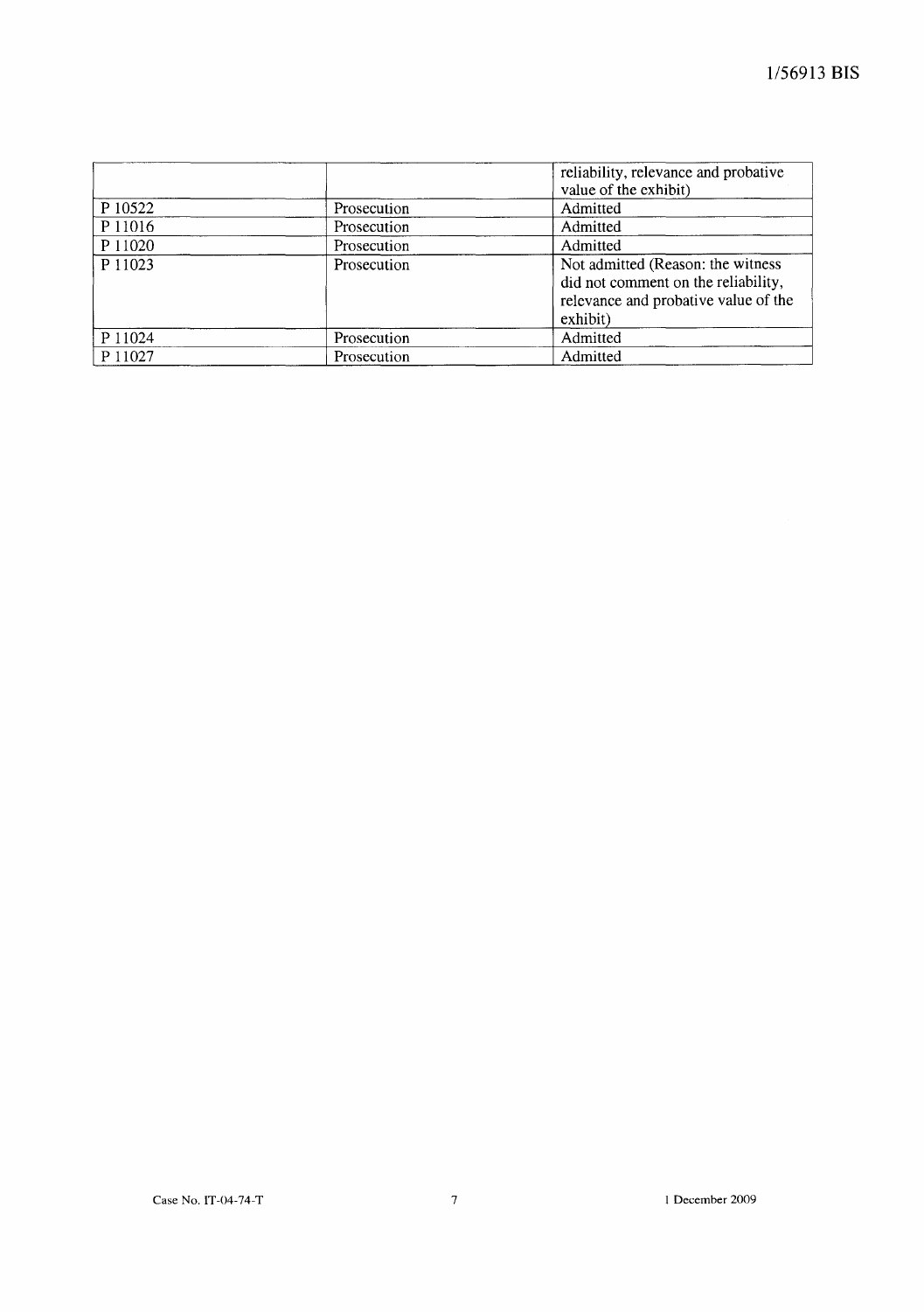| | | |
|---|---|---|
| | | reliability, relevance and probative value of the exhibit) |
| P 10522 | Prosecution | Admitted |
| P 11016 | Prosecution | Admitted |
| P 11020 | Prosecution | Admitted |
| P 11023 | Prosecution | Not admitted (Reason: the witness did not comment on the reliability, relevance and probative value of the exhibit) |
| P 11024 | Prosecution | Admitted |
| P 11027 | Prosecution | Admitted |